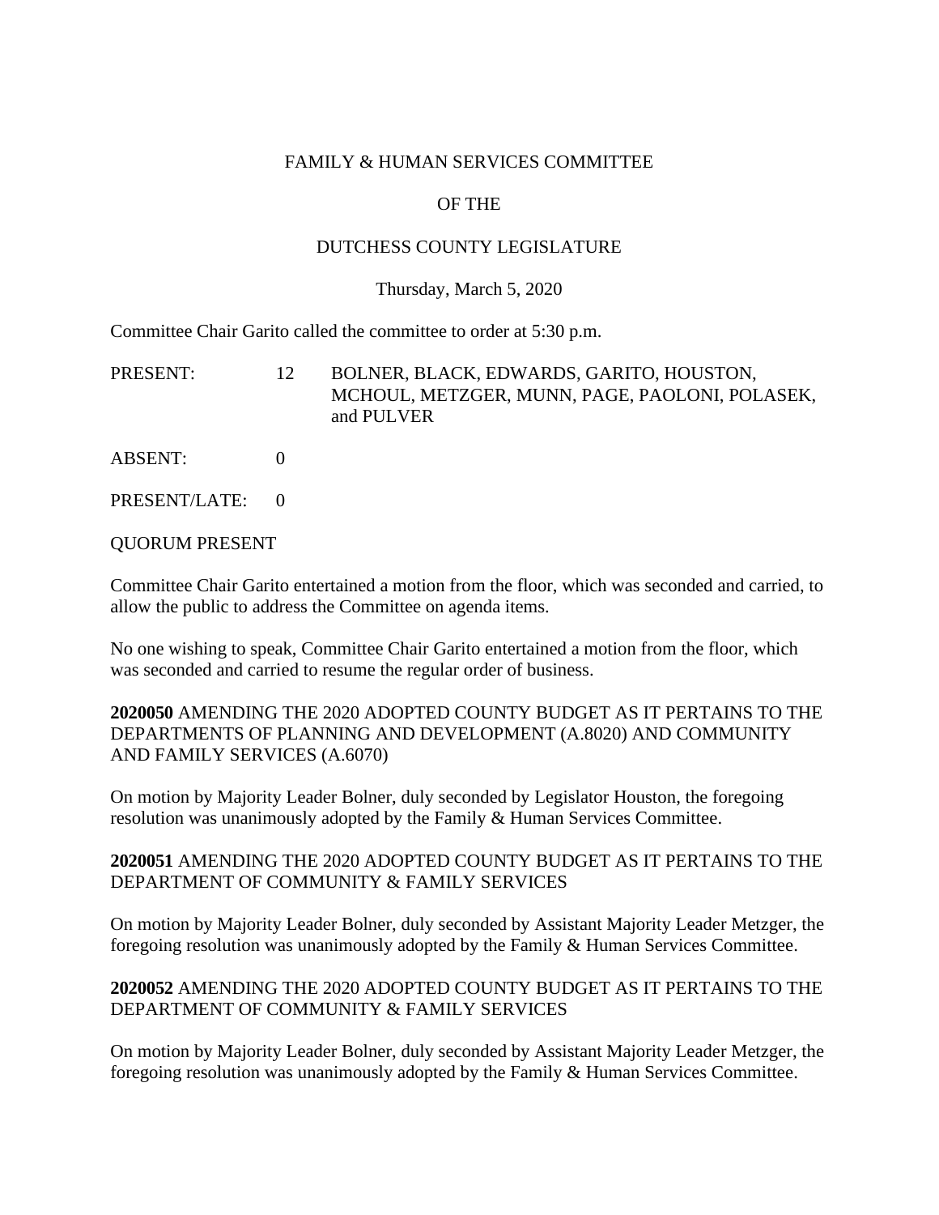FAMILY & HUMAN SERVICES COMMITTEE

OF THE

DUTCHESS COUNTY LEGISLATURE

Thursday, March 5, 2020

Committee Chair Garito called the committee to order at 5:30 p.m.

PRESENT: 12 BOLNER, BLACK, EDWARDS, GARITO, HOUSTON, MCHOUL, METZGER, MUNN, PAGE, PAOLONI, POLASEK, and PULVER

ABSENT: 0

PRESENT/LATE: 0

QUORUM PRESENT

Committee Chair Garito entertained a motion from the floor, which was seconded and carried, to allow the public to address the Committee on agenda items.

No one wishing to speak, Committee Chair Garito entertained a motion from the floor, which was seconded and carried to resume the regular order of business.

**2020050** AMENDING THE 2020 ADOPTED COUNTY BUDGET AS IT PERTAINS TO THE DEPARTMENTS OF PLANNING AND DEVELOPMENT (A.8020) AND COMMUNITY AND FAMILY SERVICES (A.6070)

On motion by Majority Leader Bolner, duly seconded by Legislator Houston, the foregoing resolution was unanimously adopted by the Family & Human Services Committee.

**2020051** AMENDING THE 2020 ADOPTED COUNTY BUDGET AS IT PERTAINS TO THE DEPARTMENT OF COMMUNITY & FAMILY SERVICES

On motion by Majority Leader Bolner, duly seconded by Assistant Majority Leader Metzger, the foregoing resolution was unanimously adopted by the Family & Human Services Committee.

**2020052** AMENDING THE 2020 ADOPTED COUNTY BUDGET AS IT PERTAINS TO THE DEPARTMENT OF COMMUNITY & FAMILY SERVICES

On motion by Majority Leader Bolner, duly seconded by Assistant Majority Leader Metzger, the foregoing resolution was unanimously adopted by the Family & Human Services Committee.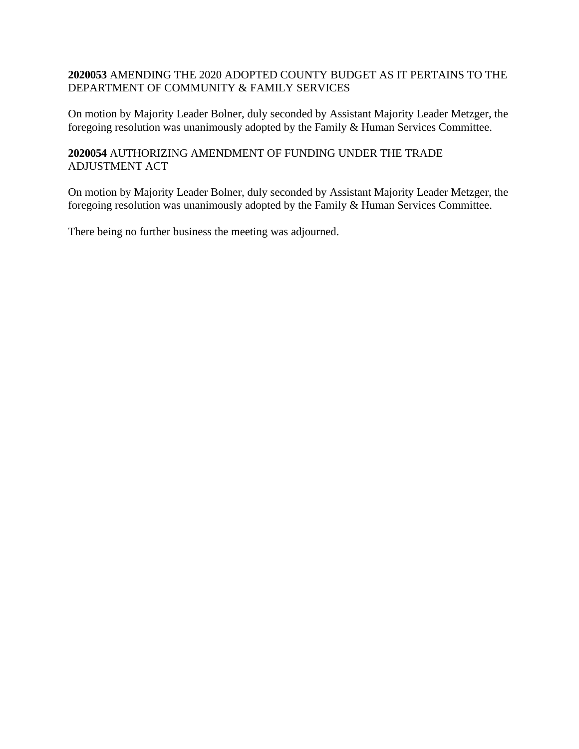**2020053** AMENDING THE 2020 ADOPTED COUNTY BUDGET AS IT PERTAINS TO THE DEPARTMENT OF COMMUNITY & FAMILY SERVICES

On motion by Majority Leader Bolner, duly seconded by Assistant Majority Leader Metzger, the foregoing resolution was unanimously adopted by the Family & Human Services Committee.

**2020054** AUTHORIZING AMENDMENT OF FUNDING UNDER THE TRADE ADJUSTMENT ACT

On motion by Majority Leader Bolner, duly seconded by Assistant Majority Leader Metzger, the foregoing resolution was unanimously adopted by the Family & Human Services Committee.

There being no further business the meeting was adjourned.